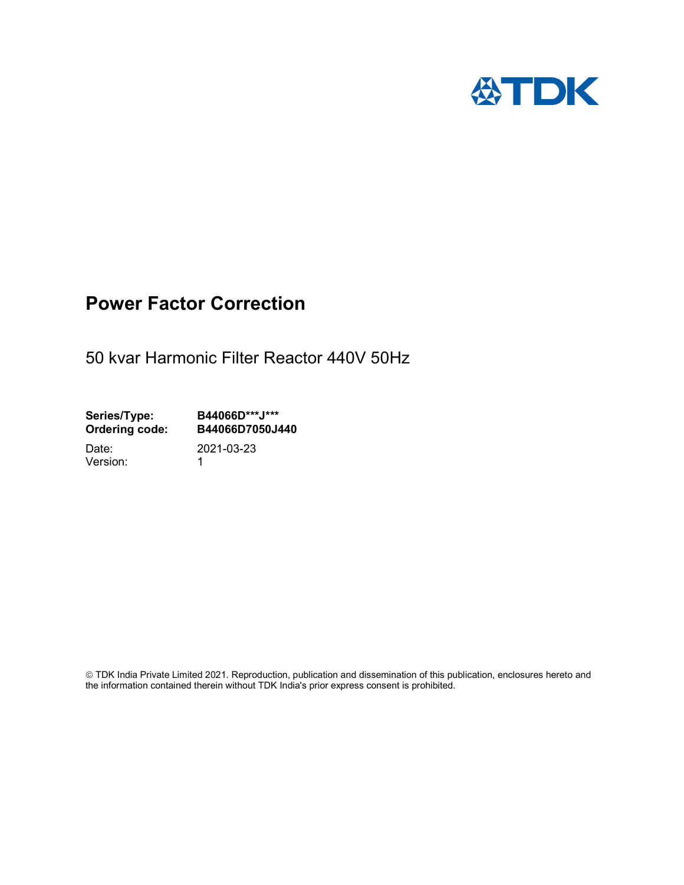TDK

# Power Factor Correction

50 kvar Harmonic Filter Reactor 440V 50Hz

**Series/Type:** **B44066D***J*****
**Ordering code:** **B44066D7050J440**

Date: 2021-03-23
Version: 1

© TDK India Private Limited 2021. Reproduction, publication and dissemination of this publication, enclosures hereto and the information contained therein without TDK India's prior express consent is prohibited.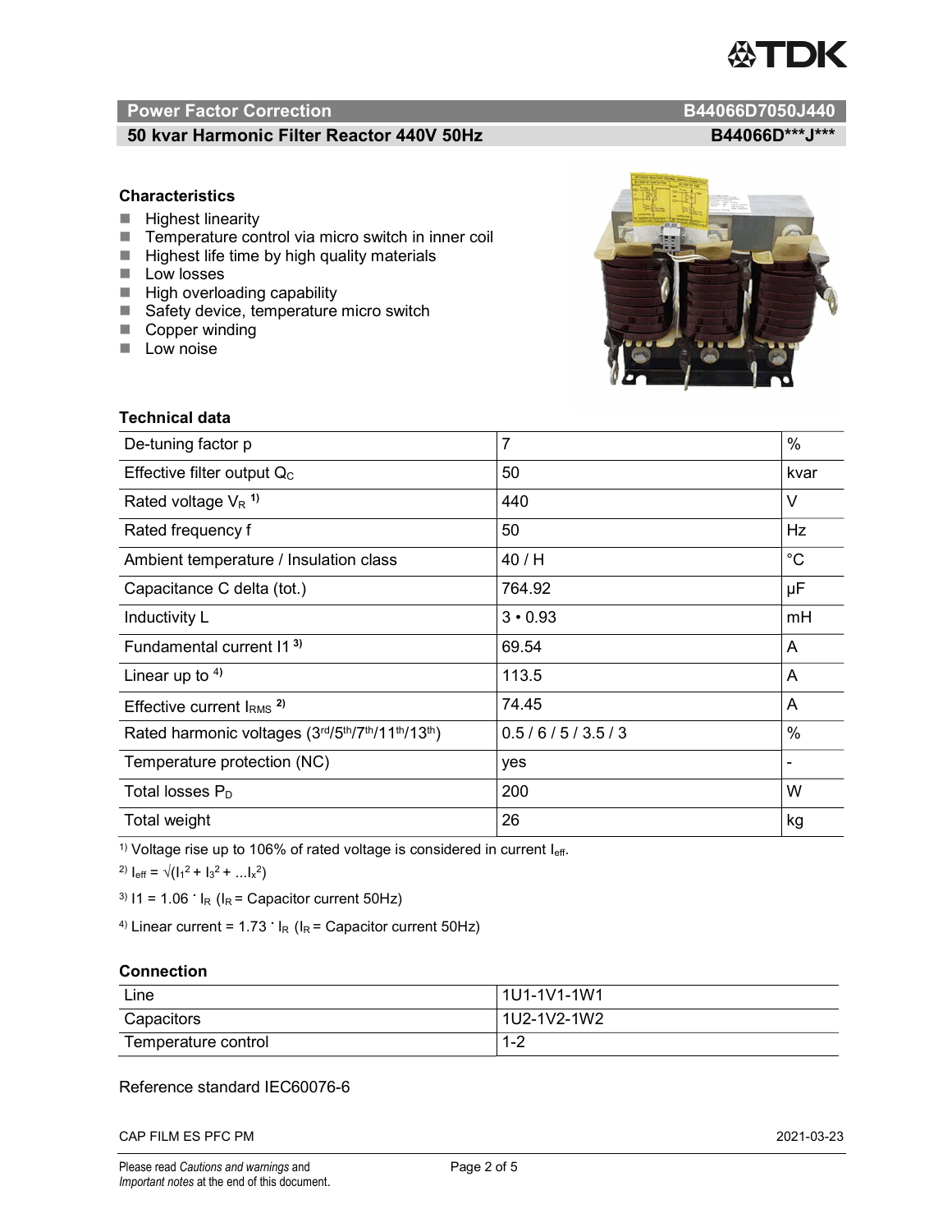## Power Factor Correction B44066D7050J440

### 50 kvar Harmonic Filter Reactor 440V 50Hz B44066D\*\*\*J\*\*\*

### Characteristics

- Highest linearity
- Temperature control via micro switch in inner coil
- Highest life time by high quality materials
- Low losses
- High overloading capability
- Safety device, temperature micro switch
- Copper winding
- Low noise

### Technical data

| Parameter | Value | Unit |
|---|---|---|
| De-tuning factor p | 7 | % |
| Effective filter output $Q_C$ | 50 | kvar |
| Rated voltage $V_R$ [1)] | 440 | V |
| Rated frequency f | 50 | Hz |
| Ambient temperature / Insulation class | 40 / H | °C |
| Capacitance C delta (tot.) | 764.92 | µF |
| Inductivity L | 3 • 0.93 | mH |
| Fundamental current I1 [3)] | 69.54 | A |
| Linear up to [4)] | 113.5 | A |
| Effective current $I_{RMS}$ [2)] | 74.45 | A |
| Rated harmonic voltages (3rd/5th/7th/11th/13th) | 0.5 / 6 / 5 / 3.5 / 3 | % |
| Temperature protection (NC) | yes | - |
| Total losses $P_D$ | 200 | W |
| Total weight | 26 | kg |

[1)] Voltage rise up to 106% of rated voltage is considered in current $I_{eff}$.

[2)] $I_{eff} = \sqrt{(I_1^2 + I_3^2 + \ldots I_x^2)}$

[3)] $I1 = 1.06 \cdot I_R$ ($I_R$ = Capacitor current 50Hz)

[4)] Linear current = $1.73 \cdot I_R$ ($I_R$ = Capacitor current 50Hz)

### Connection

| Connection | Terminals |
|---|---|
| Line | 1U1-1V1-1W1 |
| Capacitors | 1U2-1V2-1W2 |
| Temperature control | 1-2 |

Reference standard IEC60076-6

CAP FILM ES PFC PM 2021-03-23

Please read *Cautions and warnings* and *Important notes* at the end of this document.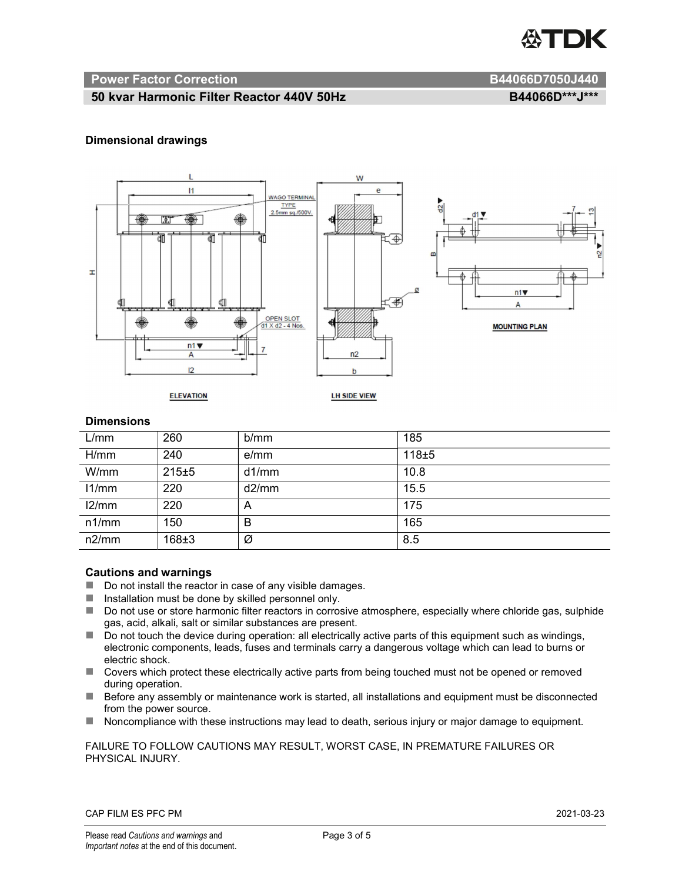## Dimensional drawings

### Dimensions

| L/mm | 260 | b/mm | 185 |
|---|---|---|---|
| H/mm | 240 | e/mm | 118±5 |
| W/mm | 215±5 | d1/mm | 10.8 |
| l1/mm | 220 | d2/mm | 15.5 |
| l2/mm | 220 | A | 175 |
| n1/mm | 150 | B | 165 |
| n2/mm | 168±3 | Ø | 8.5 |

### Cautions and warnings

- Do not install the reactor in case of any visible damages.
- Installation must be done by skilled personnel only.
- Do not use or store harmonic filter reactors in corrosive atmosphere, especially where chloride gas, sulphide gas, acid, alkali, salt or similar substances are present.
- Do not touch the device during operation: all electrically active parts of this equipment such as windings, electronic components, leads, fuses and terminals carry a dangerous voltage which can lead to burns or electric shock.
- Covers which protect these electrically active parts from being touched must not be opened or removed during operation.
- Before any assembly or maintenance work is started, all installations and equipment must be disconnected from the power source.
- Noncompliance with these instructions may lead to death, serious injury or major damage to equipment.

FAILURE TO FOLLOW CAUTIONS MAY RESULT, WORST CASE, IN PREMATURE FAILURES OR PHYSICAL INJURY.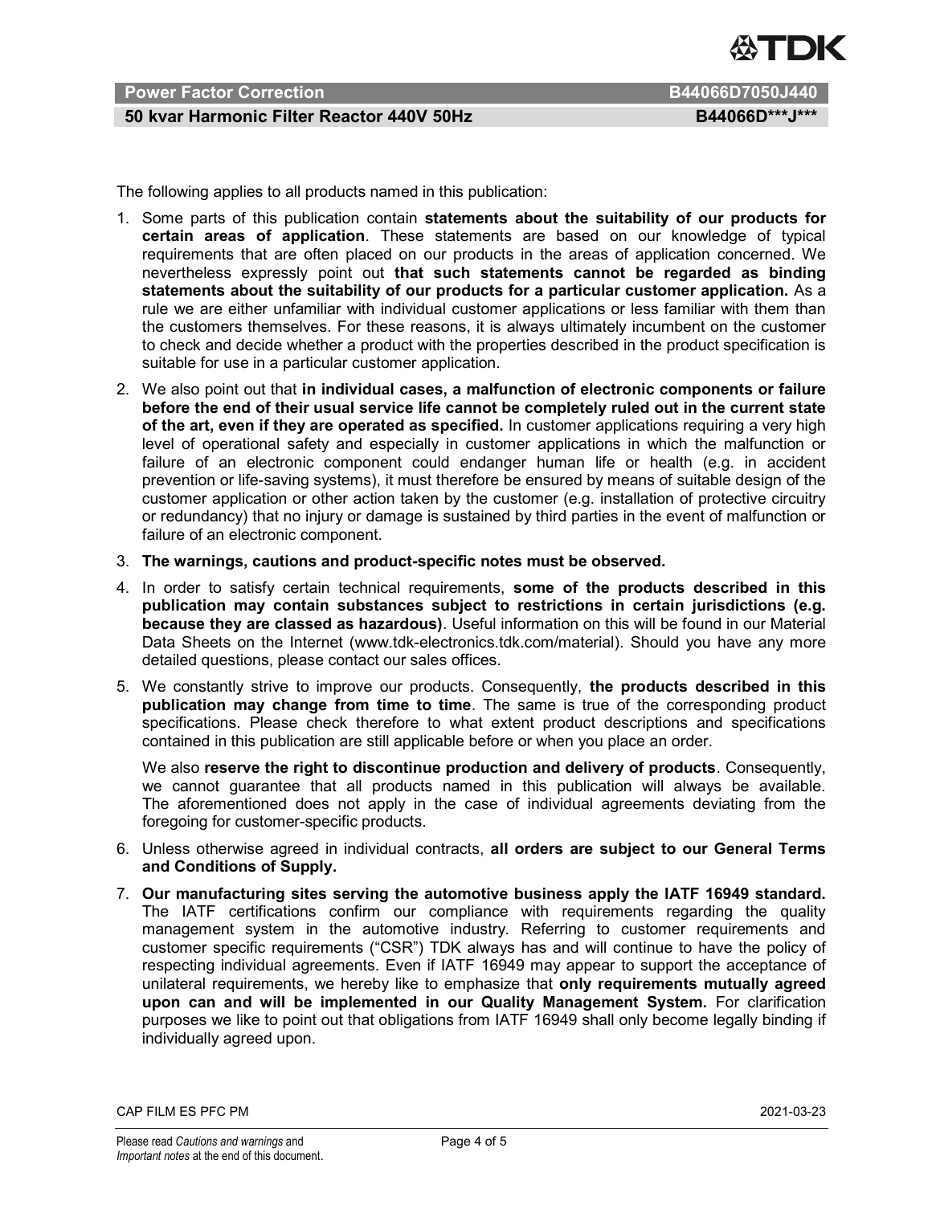The following applies to all products named in this publication:

1. Some parts of this publication contain **statements about the suitability of our products for certain areas of application**. These statements are based on our knowledge of typical requirements that are often placed on our products in the areas of application concerned. We nevertheless expressly point out **that such statements cannot be regarded as binding statements about the suitability of our products for a particular customer application.** As a rule we are either unfamiliar with individual customer applications or less familiar with them than the customers themselves. For these reasons, it is always ultimately incumbent on the customer to check and decide whether a product with the properties described in the product specification is suitable for use in a particular customer application.
2. We also point out that **in individual cases, a malfunction of electronic components or failure before the end of their usual service life cannot be completely ruled out in the current state of the art, even if they are operated as specified.** In customer applications requiring a very high level of operational safety and especially in customer applications in which the malfunction or failure of an electronic component could endanger human life or health (e.g. in accident prevention or life-saving systems), it must therefore be ensured by means of suitable design of the customer application or other action taken by the customer (e.g. installation of protective circuitry or redundancy) that no injury or damage is sustained by third parties in the event of malfunction or failure of an electronic component.
3. **The warnings, cautions and product-specific notes must be observed.**
4. In order to satisfy certain technical requirements, **some of the products described in this publication may contain substances subject to restrictions in certain jurisdictions (e.g. because they are classed as hazardous)**. Useful information on this will be found in our Material Data Sheets on the Internet (www.tdk-electronics.tdk.com/material). Should you have any more detailed questions, please contact our sales offices.
5. We constantly strive to improve our products. Consequently, **the products described in this publication may change from time to time**. The same is true of the corresponding product specifications. Please check therefore to what extent product descriptions and specifications contained in this publication are still applicable before or when you place an order.

   We also **reserve the right to discontinue production and delivery of products**. Consequently, we cannot guarantee that all products named in this publication will always be available. The aforementioned does not apply in the case of individual agreements deviating from the foregoing for customer-specific products.
6. Unless otherwise agreed in individual contracts, **all orders are subject to our General Terms and Conditions of Supply.**
7. **Our manufacturing sites serving the automotive business apply the IATF 16949 standard.** The IATF certifications confirm our compliance with requirements regarding the quality management system in the automotive industry. Referring to customer requirements and customer specific requirements ("CSR") TDK always has and will continue to have the policy of respecting individual agreements. Even if IATF 16949 may appear to support the acceptance of unilateral requirements, we hereby like to emphasize that **only requirements mutually agreed upon can and will be implemented in our Quality Management System.** For clarification purposes we like to point out that obligations from IATF 16949 shall only become legally binding if individually agreed upon.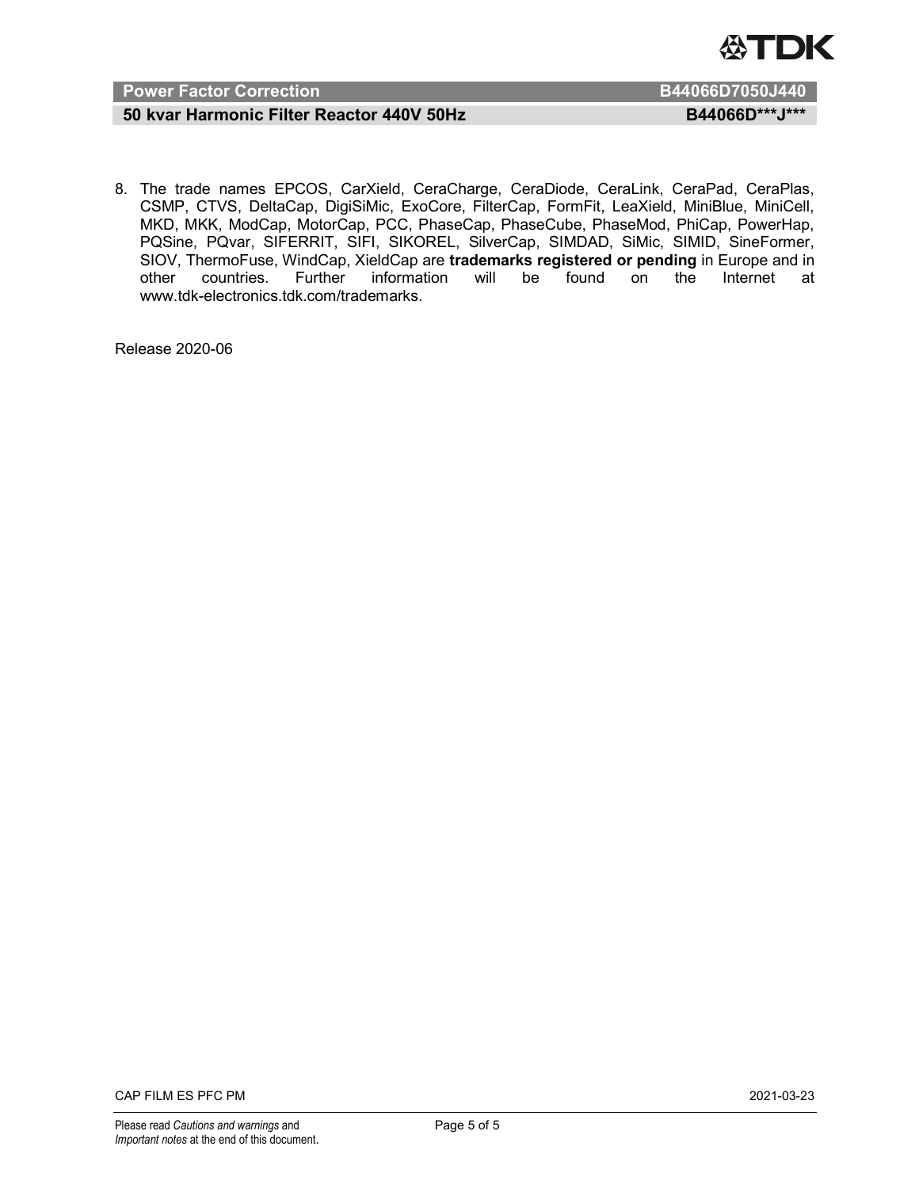8. The trade names EPCOS, CarXield, CeraCharge, CeraDiode, CeraLink, CeraPad, CeraPlas, CSMP, CTVS, DeltaCap, DigiSiMic, ExoCore, FilterCap, FormFit, LeaXield, MiniBlue, MiniCell, MKD, MKK, ModCap, MotorCap, PCC, PhaseCap, PhaseCube, PhaseMod, PhiCap, PowerHap, PQSine, PQvar, SIFERRIT, SIFI, SIKOREL, SilverCap, SIMDAD, SiMic, SIMID, SineFormer, SIOV, ThermoFuse, WindCap, XieldCap are **trademarks registered or pending** in Europe and in other countries. Further information will be found on the Internet at www.tdk-electronics.tdk.com/trademarks.

Release 2020-06